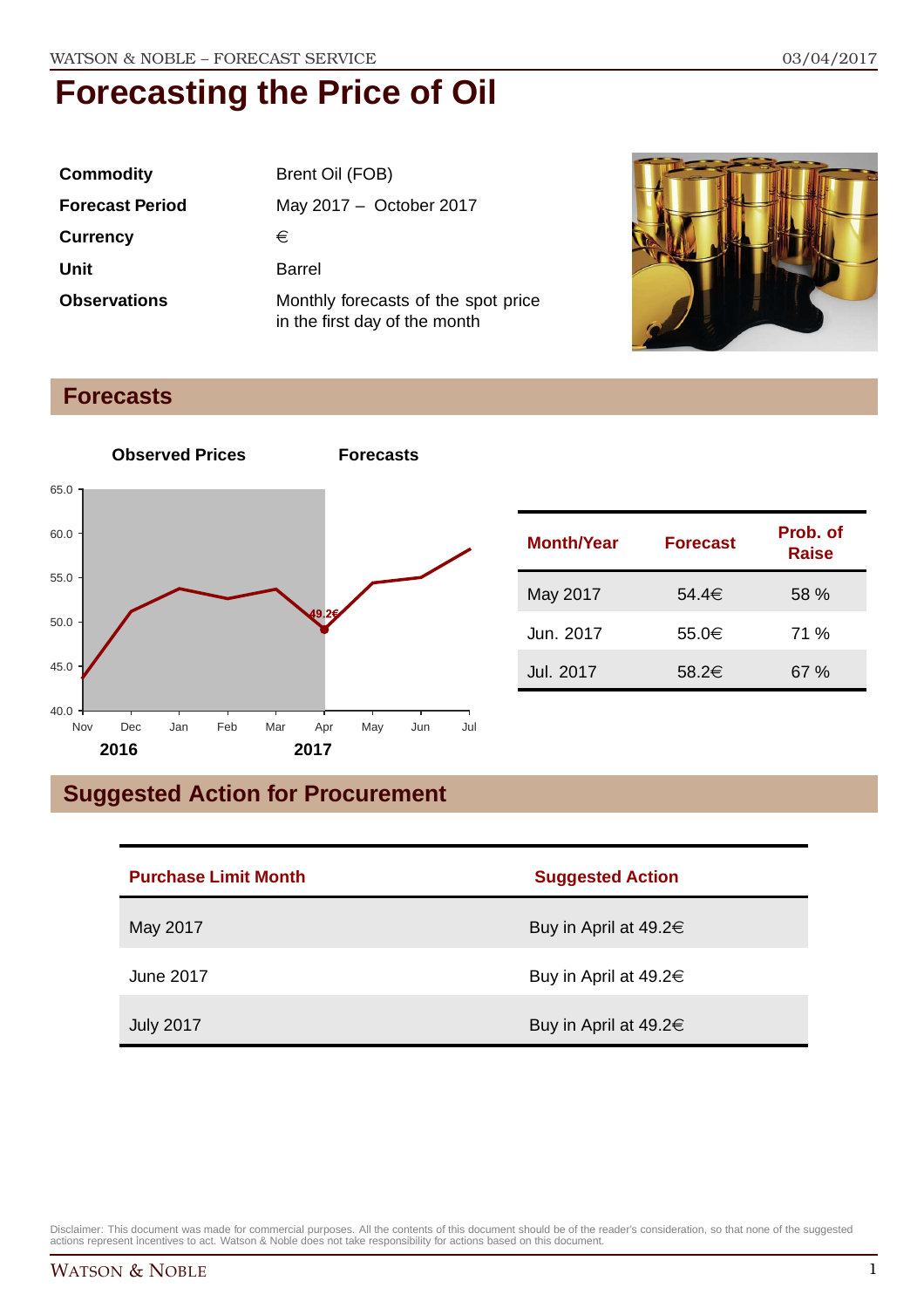# Forecasting the Price of Oil

| | |
|---|---|
| **Commodity** | Brent Oil (FOB) |
| **Forecast Period** | May 2017 – October 2017 |
| **Currency** | € |
| **Unit** | Barrel |
| **Observations** | Monthly forecasts of the spot price in the first day of the month |

## Forecasts

| Month/Year | Forecast | Prob. of Raise |
|---|---|---|
| May 2017 | 54.4€ | 58 % |
| Jun. 2017 | 55.0€ | 71 % |
| Jul. 2017 | 58.2€ | 67 % |

## Suggested Action for Procurement

| Purchase Limit Month | Suggested Action |
|---|---|
| May 2017 | Buy in April at 49.2€ |
| June 2017 | Buy in April at 49.2€ |
| July 2017 | Buy in April at 49.2€ |

Disclaimer: This document was made for commercial purposes. All the contents of this document should be of the reader's consideration, so that none of the suggested actions represent incentives to act. Watson & Noble does not take responsibility for actions based on this document.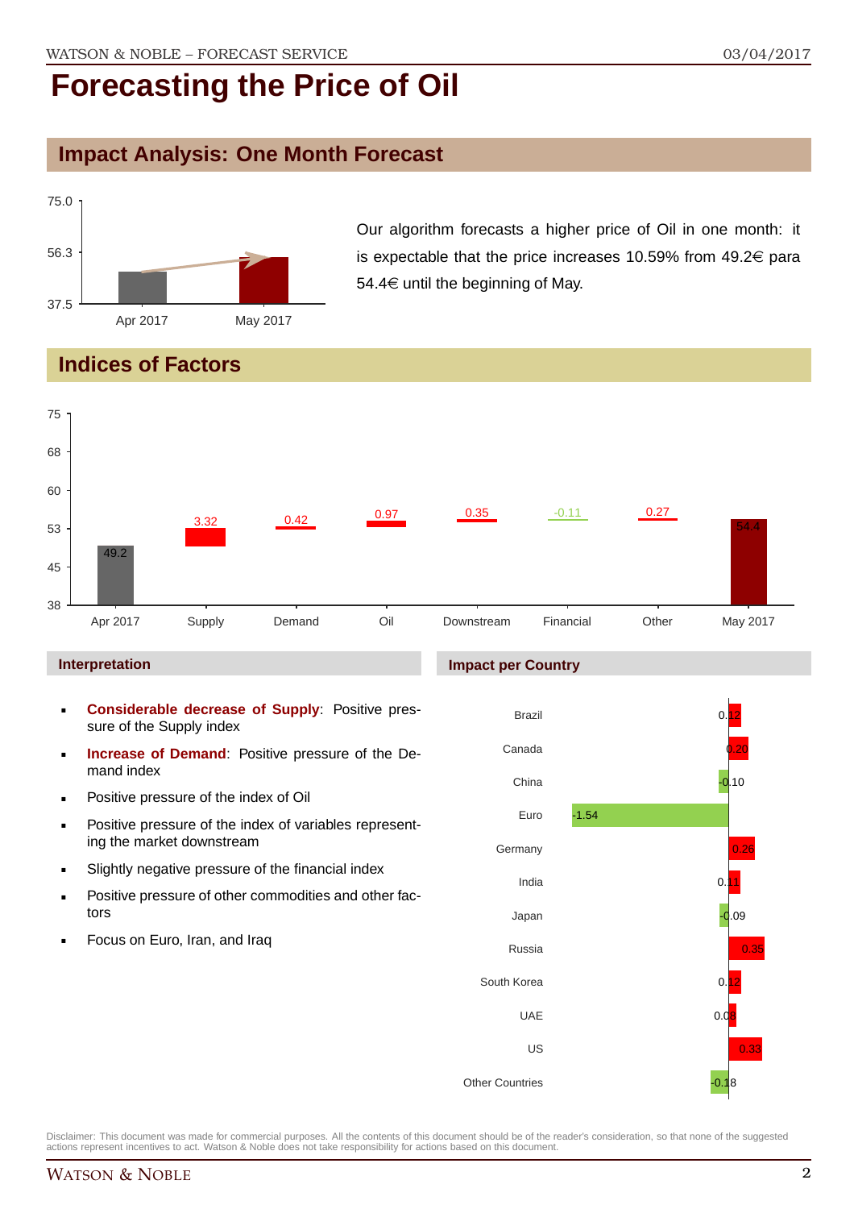# Forecasting the Price of Oil

## Impact Analysis: One Month Forecast

Our algorithm forecasts a higher price of Oil in one month: it is expectable that the price increases 10.59% from 49.2€ para 54.4€ until the beginning of May.

## Indices of Factors

| | Apr 2017 | Supply | Demand | Oil | Downstream | Financial | Other | May 2017 |
|---|---|---|---|---|---|---|---|---|
| Value | 49.2 | 3.32 | 0.42 | 0.97 | 0.35 | -0.11 | 0.27 | 54.4 |

### Interpretation

- **Considerable decrease of Supply**: Positive pressure of the Supply index
- **Increase of Demand**: Positive pressure of the Demand index
- Positive pressure of the index of Oil
- Positive pressure of the index of variables representing the market downstream
- Slightly negative pressure of the financial index
- Positive pressure of other commodities and other factors
- Focus on Euro, Iran, and Iraq

### Impact per Country

| Country | Impact |
|---|---|
| Brazil | 0.12 |
| Canada | 0.20 |
| China | -0.10 |
| Euro | -1.54 |
| Germany | 0.26 |
| India | 0.11 |
| Japan | -0.09 |
| Russia | 0.35 |
| South Korea | 0.12 |
| UAE | 0.08 |
| US | 0.33 |
| Other Countries | -0.18 |

Disclaimer: This document was made for commercial purposes. All the contents of this document should be of the reader's consideration, so that none of the suggested actions represent incentives to act. Watson & Noble does not take responsibility for actions based on this document.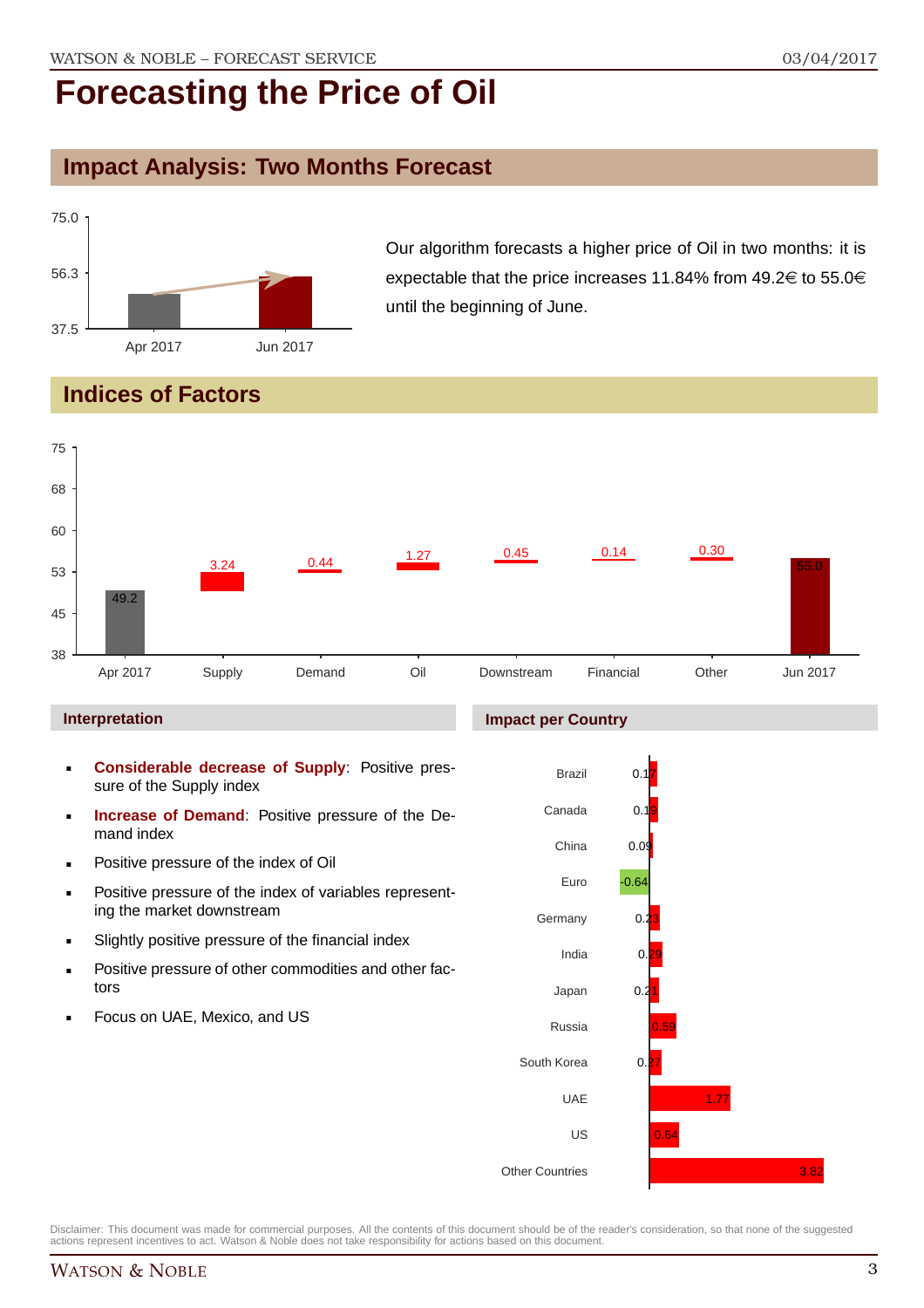# Forecasting the Price of Oil

## Impact Analysis: Two Months Forecast

Our algorithm forecasts a higher price of Oil in two months: it is expectable that the price increases 11.84% from 49.2€ to 55.0€ until the beginning of June.

## Indices of Factors

| | Apr 2017 | Supply | Demand | Oil | Downstream | Financial | Other | Jun 2017 |
|---|---|---|---|---|---|---|---|---|
| Value | 49.2 | 3.24 | 0.44 | 1.27 | 0.45 | 0.14 | 0.30 | 55.0 |

### Interpretation

- **Considerable decrease of Supply**: Positive pressure of the Supply index
- **Increase of Demand**: Positive pressure of the Demand index
- Positive pressure of the index of Oil
- Positive pressure of the index of variables representing the market downstream
- Slightly positive pressure of the financial index
- Positive pressure of other commodities and other factors
- Focus on UAE, Mexico, and US

### Impact per Country

| Country | Impact |
|---|---|
| Brazil | 0.17 |
| Canada | 0.19 |
| China | 0.09 |
| Euro | -0.64 |
| Germany | 0.23 |
| India | 0.29 |
| Japan | 0.21 |
| Russia | 0.59 |
| South Korea | 0.27 |
| UAE | 1.77 |
| US | 0.64 |
| Other Countries | 3.82 |

Disclaimer: This document was made for commercial purposes. All the contents of this document should be of the reader's consideration, so that none of the suggested actions represent incentives to act. Watson & Noble does not take responsibility for actions based on this document.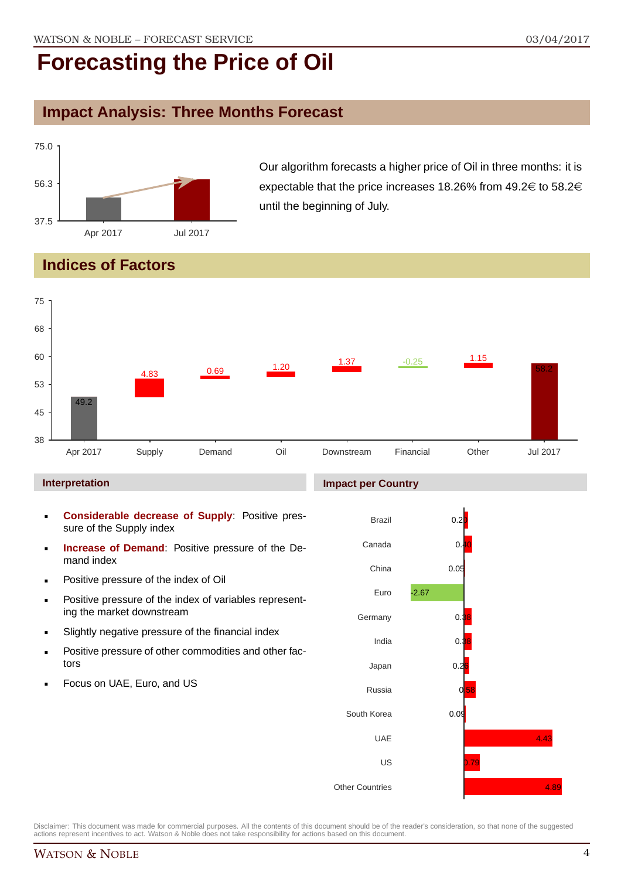# Forecasting the Price of Oil

## Impact Analysis: Three Months Forecast

Our algorithm forecasts a higher price of Oil in three months: it is expectable that the price increases 18.26% from 49.2€ to 58.2€ until the beginning of July.

## Indices of Factors

### Interpretation

- **Considerable decrease of Supply**: Positive pressure of the Supply index
- **Increase of Demand**: Positive pressure of the Demand index
- Positive pressure of the index of Oil
- Positive pressure of the index of variables representing the market downstream
- Slightly negative pressure of the financial index
- Positive pressure of other commodities and other factors
- Focus on UAE, Euro, and US

### Impact per Country

| Country | Impact |
|---|---|
| Brazil | 0.20 |
| Canada | 0.40 |
| China | 0.05 |
| Euro | -2.67 |
| Germany | 0.38 |
| India | 0.38 |
| Japan | 0.26 |
| Russia | 0.58 |
| South Korea | 0.09 |
| UAE | 4.43 |
| US | 0.79 |
| Other Countries | 4.89 |

Disclaimer: This document was made for commercial purposes. All the contents of this document should be of the reader's consideration, so that none of the suggested actions represent incentives to act. Watson & Noble does not take responsibility for actions based on this document.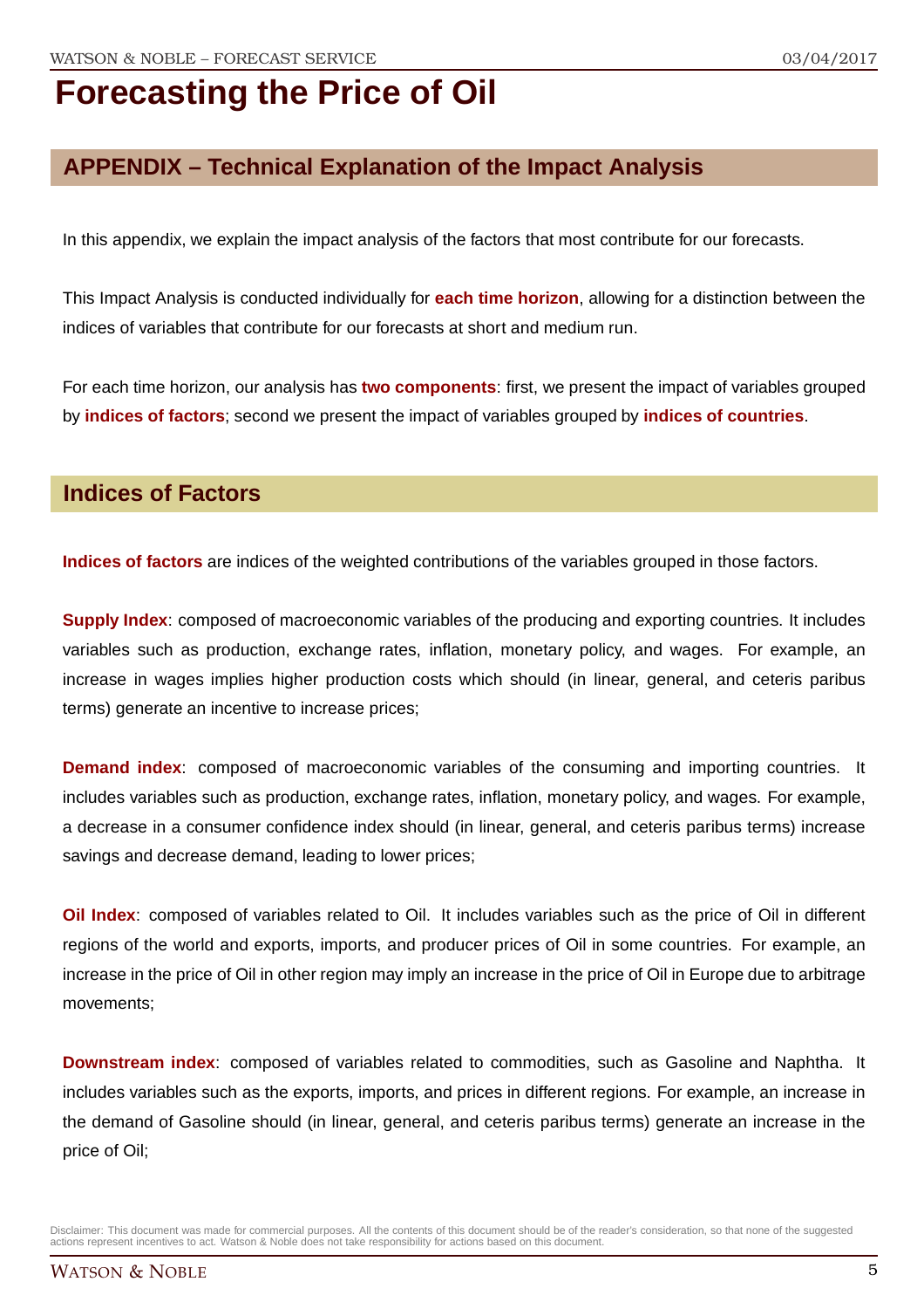# Forecasting the Price of Oil

## APPENDIX – Technical Explanation of the Impact Analysis

In this appendix, we explain the impact analysis of the factors that most contribute for our forecasts.

This Impact Analysis is conducted individually for **each time horizon**, allowing for a distinction between the indices of variables that contribute for our forecasts at short and medium run.

For each time horizon, our analysis has **two components**: first, we present the impact of variables grouped by **indices of factors**; second we present the impact of variables grouped by **indices of countries**.

## Indices of Factors

**Indices of factors** are indices of the weighted contributions of the variables grouped in those factors.

**Supply Index**: composed of macroeconomic variables of the producing and exporting countries. It includes variables such as production, exchange rates, inflation, monetary policy, and wages. For example, an increase in wages implies higher production costs which should (in linear, general, and ceteris paribus terms) generate an incentive to increase prices;

**Demand index**: composed of macroeconomic variables of the consuming and importing countries. It includes variables such as production, exchange rates, inflation, monetary policy, and wages. For example, a decrease in a consumer confidence index should (in linear, general, and ceteris paribus terms) increase savings and decrease demand, leading to lower prices;

**Oil Index**: composed of variables related to Oil. It includes variables such as the price of Oil in different regions of the world and exports, imports, and producer prices of Oil in some countries. For example, an increase in the price of Oil in other region may imply an increase in the price of Oil in Europe due to arbitrage movements;

**Downstream index**: composed of variables related to commodities, such as Gasoline and Naphtha. It includes variables such as the exports, imports, and prices in different regions. For example, an increase in the demand of Gasoline should (in linear, general, and ceteris paribus terms) generate an increase in the price of Oil;

Disclaimer: This document was made for commercial purposes. All the contents of this document should be of the reader's consideration, so that none of the suggested actions represent incentives to act. Watson & Noble does not take responsibility for actions based on this document.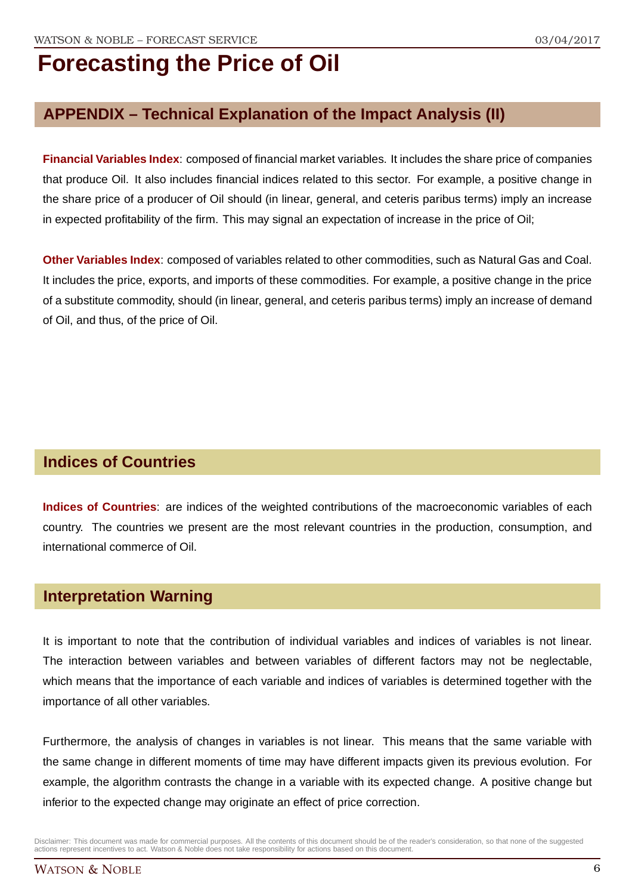# Forecasting the Price of Oil

## APPENDIX – Technical Explanation of the Impact Analysis (II)

**Financial Variables Index**: composed of financial market variables. It includes the share price of companies that produce Oil. It also includes financial indices related to this sector. For example, a positive change in the share price of a producer of Oil should (in linear, general, and ceteris paribus terms) imply an increase in expected profitability of the firm. This may signal an expectation of increase in the price of Oil;

**Other Variables Index**: composed of variables related to other commodities, such as Natural Gas and Coal. It includes the price, exports, and imports of these commodities. For example, a positive change in the price of a substitute commodity, should (in linear, general, and ceteris paribus terms) imply an increase of demand of Oil, and thus, of the price of Oil.

## Indices of Countries

**Indices of Countries**: are indices of the weighted contributions of the macroeconomic variables of each country. The countries we present are the most relevant countries in the production, consumption, and international commerce of Oil.

## Interpretation Warning

It is important to note that the contribution of individual variables and indices of variables is not linear. The interaction between variables and between variables of different factors may not be neglectable, which means that the importance of each variable and indices of variables is determined together with the importance of all other variables.

Furthermore, the analysis of changes in variables is not linear. This means that the same variable with the same change in different moments of time may have different impacts given its previous evolution. For example, the algorithm contrasts the change in a variable with its expected change. A positive change but inferior to the expected change may originate an effect of price correction.

Disclaimer: This document was made for commercial purposes. All the contents of this document should be of the reader's consideration, so that none of the suggested actions represent incentives to act. Watson & Noble does not take responsibility for actions based on this document.